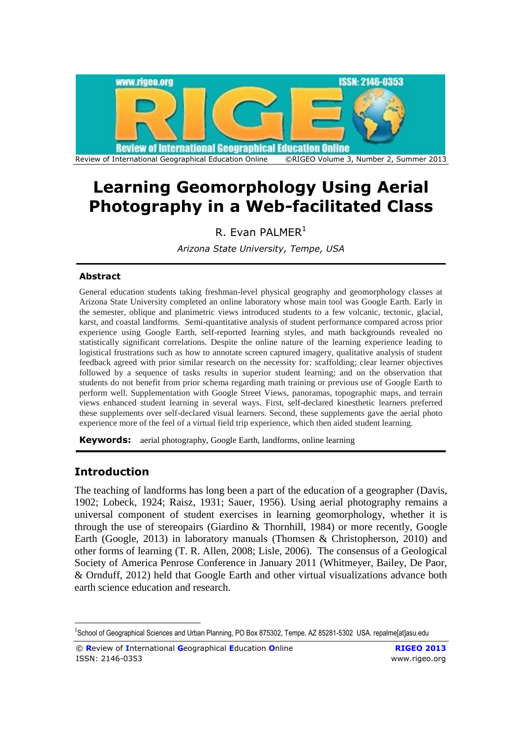# Learning Geomorphology Using Aerial Photography in a Web-facilitated Class

R. Evan PALMER[1]

*Arizona State University, Tempe, USA*

### Abstract

General education students taking freshman-level physical geography and geomorphology classes at Arizona State University completed an online laboratory whose main tool was Google Earth. Early in the semester, oblique and planimetric views introduced students to a few volcanic, tectonic, glacial, karst, and coastal landforms. Semi-quantitative analysis of student performance compared across prior experience using Google Earth, self-reported learning styles, and math backgrounds revealed no statistically significant correlations. Despite the online nature of the learning experience leading to logistical frustrations such as how to annotate screen captured imagery, qualitative analysis of student feedback agreed with prior similar research on the necessity for: scaffolding; clear learner objectives followed by a sequence of tasks results in superior student learning; and on the observation that students do not benefit from prior schema regarding math training or previous use of Google Earth to perform well. Supplementation with Google Street Views, panoramas, topographic maps, and terrain views enhanced student learning in several ways. First, self-declared kinesthetic learners preferred these supplements over self-declared visual learners. Second, these supplements gave the aerial photo experience more of the feel of a virtual field trip experience, which then aided student learning.

**Keywords:** aerial photography, Google Earth, landforms, online learning

## Introduction

The teaching of landforms has long been a part of the education of a geographer (Davis, 1902; Lobeck, 1924; Raisz, 1931; Sauer, 1956). Using aerial photography remains a universal component of student exercises in learning geomorphology, whether it is through the use of stereopairs (Giardino & Thornhill, 1984) or more recently, Google Earth (Google, 2013) in laboratory manuals (Thomsen & Christopherson, 2010) and other forms of learning (T. R. Allen, 2008; Lisle, 2006). The consensus of a Geological Society of America Penrose Conference in January 2011 (Whitmeyer, Bailey, De Paor, & Ornduff, 2012) held that Google Earth and other virtual visualizations advance both earth science education and research.

[1]School of Geographical Sciences and Urban Planning, PO Box 875302, Tempe, AZ 85281-5302 USA. repalme[at]asu.edu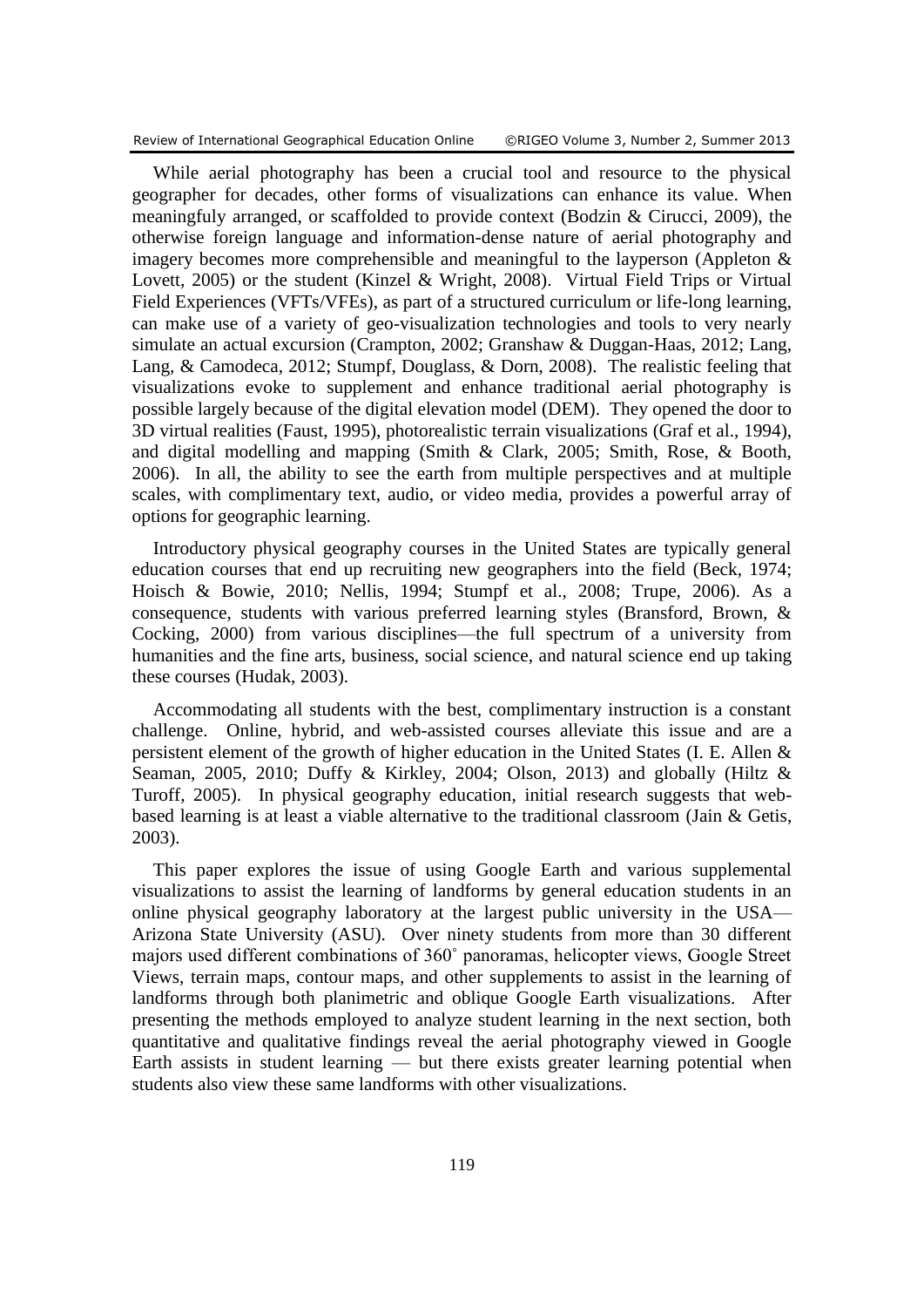While aerial photography has been a crucial tool and resource to the physical geographer for decades, other forms of visualizations can enhance its value. When meaningfuly arranged, or scaffolded to provide context (Bodzin & Cirucci, 2009), the otherwise foreign language and information-dense nature of aerial photography and imagery becomes more comprehensible and meaningful to the layperson (Appleton & Lovett, 2005) or the student (Kinzel & Wright, 2008). Virtual Field Trips or Virtual Field Experiences (VFTs/VFEs), as part of a structured curriculum or life-long learning, can make use of a variety of geo-visualization technologies and tools to very nearly simulate an actual excursion (Crampton, 2002; Granshaw & Duggan-Haas, 2012; Lang, Lang, & Camodeca, 2012; Stumpf, Douglass, & Dorn, 2008). The realistic feeling that visualizations evoke to supplement and enhance traditional aerial photography is possible largely because of the digital elevation model (DEM). They opened the door to 3D virtual realities (Faust, 1995), photorealistic terrain visualizations (Graf et al., 1994), and digital modelling and mapping (Smith & Clark, 2005; Smith, Rose, & Booth, 2006). In all, the ability to see the earth from multiple perspectives and at multiple scales, with complimentary text, audio, or video media, provides a powerful array of options for geographic learning.

Introductory physical geography courses in the United States are typically general education courses that end up recruiting new geographers into the field (Beck, 1974; Hoisch & Bowie, 2010; Nellis, 1994; Stumpf et al., 2008; Trupe, 2006). As a consequence, students with various preferred learning styles (Bransford, Brown, & Cocking, 2000) from various disciplines—the full spectrum of a university from humanities and the fine arts, business, social science, and natural science end up taking these courses (Hudak, 2003).

Accommodating all students with the best, complimentary instruction is a constant challenge. Online, hybrid, and web-assisted courses alleviate this issue and are a persistent element of the growth of higher education in the United States (I. E. Allen & Seaman, 2005, 2010; Duffy & Kirkley, 2004; Olson, 2013) and globally (Hiltz & Turoff, 2005). In physical geography education, initial research suggests that web-based learning is at least a viable alternative to the traditional classroom (Jain & Getis, 2003).

This paper explores the issue of using Google Earth and various supplemental visualizations to assist the learning of landforms by general education students in an online physical geography laboratory at the largest public university in the USA—Arizona State University (ASU). Over ninety students from more than 30 different majors used different combinations of 360˚ panoramas, helicopter views, Google Street Views, terrain maps, contour maps, and other supplements to assist in the learning of landforms through both planimetric and oblique Google Earth visualizations. After presenting the methods employed to analyze student learning in the next section, both quantitative and qualitative findings reveal the aerial photography viewed in Google Earth assists in student learning — but there exists greater learning potential when students also view these same landforms with other visualizations.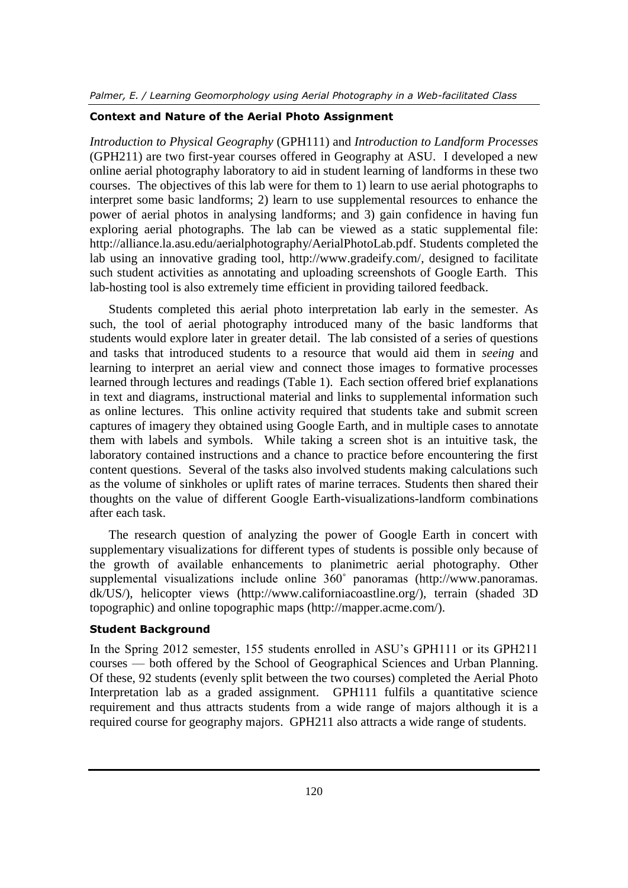## Context and Nature of the Aerial Photo Assignment

*Introduction to Physical Geography* (GPH111) and *Introduction to Landform Processes* (GPH211) are two first-year courses offered in Geography at ASU. I developed a new online aerial photography laboratory to aid in student learning of landforms in these two courses. The objectives of this lab were for them to 1) learn to use aerial photographs to interpret some basic landforms; 2) learn to use supplemental resources to enhance the power of aerial photos in analysing landforms; and 3) gain confidence in having fun exploring aerial photographs. The lab can be viewed as a static supplemental file: http://alliance.la.asu.edu/aerialphotography/AerialPhotoLab.pdf. Students completed the lab using an innovative grading tool, http://www.gradeify.com/, designed to facilitate such student activities as annotating and uploading screenshots of Google Earth. This lab-hosting tool is also extremely time efficient in providing tailored feedback.

Students completed this aerial photo interpretation lab early in the semester. As such, the tool of aerial photography introduced many of the basic landforms that students would explore later in greater detail. The lab consisted of a series of questions and tasks that introduced students to a resource that would aid them in *seeing* and learning to interpret an aerial view and connect those images to formative processes learned through lectures and readings (Table 1). Each section offered brief explanations in text and diagrams, instructional material and links to supplemental information such as online lectures. This online activity required that students take and submit screen captures of imagery they obtained using Google Earth, and in multiple cases to annotate them with labels and symbols. While taking a screen shot is an intuitive task, the laboratory contained instructions and a chance to practice before encountering the first content questions. Several of the tasks also involved students making calculations such as the volume of sinkholes or uplift rates of marine terraces. Students then shared their thoughts on the value of different Google Earth-visualizations-landform combinations after each task.

The research question of analyzing the power of Google Earth in concert with supplementary visualizations for different types of students is possible only because of the growth of available enhancements to planimetric aerial photography. Other supplemental visualizations include online 360˚ panoramas (http://www.panoramas.dk/US/), helicopter views (http://www.californiacoastline.org/), terrain (shaded 3D topographic) and online topographic maps (http://mapper.acme.com/).

## Student Background

In the Spring 2012 semester, 155 students enrolled in ASU's GPH111 or its GPH211 courses — both offered by the School of Geographical Sciences and Urban Planning. Of these, 92 students (evenly split between the two courses) completed the Aerial Photo Interpretation lab as a graded assignment. GPH111 fulfils a quantitative science requirement and thus attracts students from a wide range of majors although it is a required course for geography majors. GPH211 also attracts a wide range of students.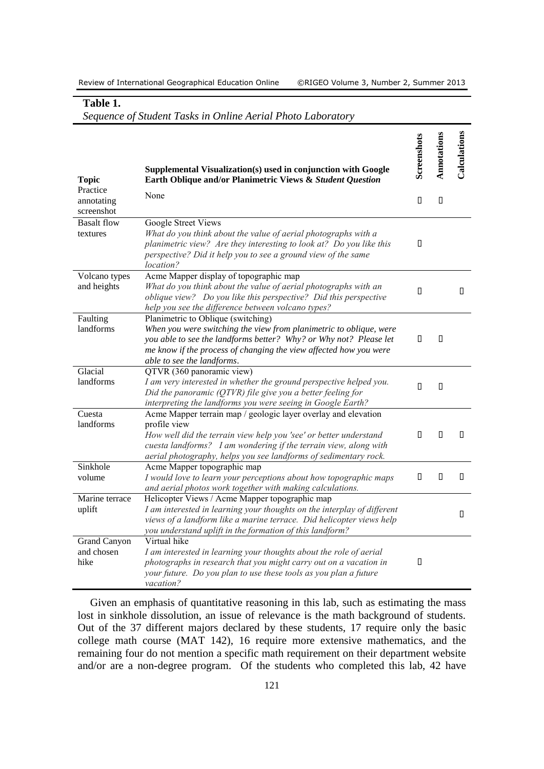**Table 1.**
*Sequence of Student Tasks in Online Aerial Photo Laboratory*

| Topic | Supplemental Visualization(s) used in conjunction with Google Earth Oblique and/or Planimetric Views & *Student Question* | Screenshots | Annotations | Calculations |
|---|---|---|---|---|
| Practice annotating screenshot | None | ✓ | ✓ | |
| Basalt flow textures | Google Street Views<br>*What do you think about the value of aerial photographs with a planimetric view? Are they interesting to look at? Do you like this perspective? Did it help you to see a ground view of the same location?* | ✓ | | |
| Volcano types and heights | Acme Mapper display of topographic map<br>*What do you think about the value of aerial photographs with an oblique view? Do you like this perspective? Did this perspective help you see the difference between volcano types?* | ✓ | | ✓ |
| Faulting landforms | Planimetric to Oblique (switching)<br>*When you were switching the view from planimetric to oblique, were you able to see the landforms better? Why? or Why not? Please let me know if the process of changing the view affected how you were able to see the landforms.* | ✓ | ✓ | |
| Glacial landforms | QTVR (360 panoramic view)<br>*I am very interested in whether the ground perspective helped you. Did the panoramic (QTVR) file give you a better feeling for interpreting the landforms you were seeing in Google Earth?* | ✓ | ✓ | |
| Cuesta landforms | Acme Mapper terrain map / geologic layer overlay and elevation profile view<br>*How well did the terrain view help you 'see' or better understand cuesta landforms? I am wondering if the terrain view, along with aerial photography, helps you see landforms of sedimentary rock.* | ✓ | ✓ | ✓ |
| Sinkhole volume | Acme Mapper topographic map<br>*I would love to learn your perceptions about how topographic maps and aerial photos work together with making calculations.* | ✓ | ✓ | ✓ |
| Marine terrace uplift | Helicopter Views / Acme Mapper topographic map<br>*I am interested in learning your thoughts on the interplay of different views of a landform like a marine terrace. Did helicopter views help you understand uplift in the formation of this landform?* | | | ✓ |
| Grand Canyon and chosen hike | Virtual hike<br>*I am interested in learning your thoughts about the role of aerial photographs in research that you might carry out on a vacation in your future. Do you plan to use these tools as you plan a future vacation?* | ✓ | | |

Given an emphasis of quantitative reasoning in this lab, such as estimating the mass lost in sinkhole dissolution, an issue of relevance is the math background of students. Out of the 37 different majors declared by these students, 17 require only the basic college math course (MAT 142), 16 require more extensive mathematics, and the remaining four do not mention a specific math requirement on their department website and/or are a non-degree program. Of the students who completed this lab, 42 have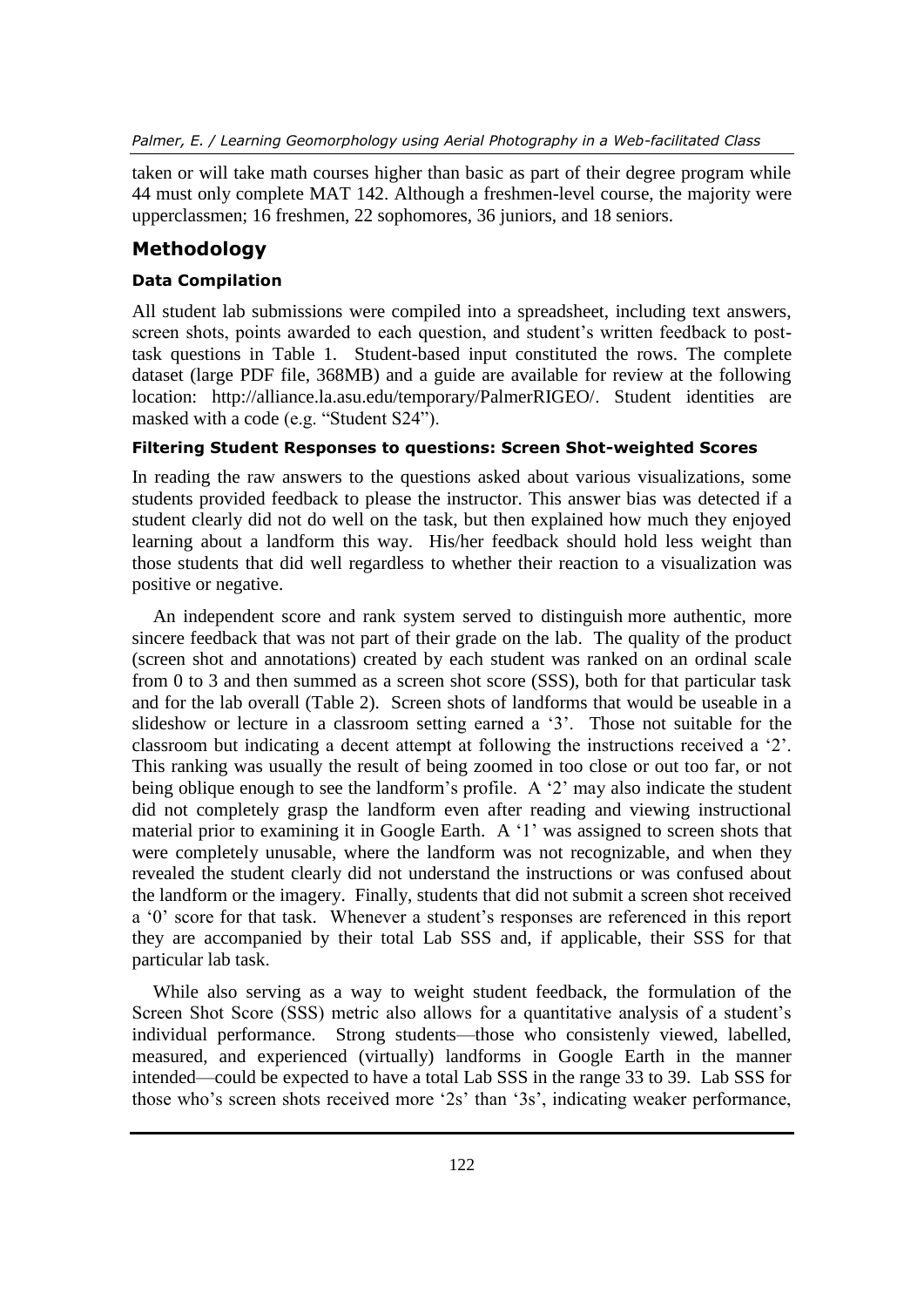taken or will take math courses higher than basic as part of their degree program while 44 must only complete MAT 142. Although a freshmen-level course, the majority were upperclassmen; 16 freshmen, 22 sophomores, 36 juniors, and 18 seniors.

## Methodology

### Data Compilation

All student lab submissions were compiled into a spreadsheet, including text answers, screen shots, points awarded to each question, and student's written feedback to post-task questions in Table 1. Student-based input constituted the rows. The complete dataset (large PDF file, 368MB) and a guide are available for review at the following location: http://alliance.la.asu.edu/temporary/PalmerRIGEO/. Student identities are masked with a code (e.g. "Student S24").

### Filtering Student Responses to questions: Screen Shot-weighted Scores

In reading the raw answers to the questions asked about various visualizations, some students provided feedback to please the instructor. This answer bias was detected if a student clearly did not do well on the task, but then explained how much they enjoyed learning about a landform this way. His/her feedback should hold less weight than those students that did well regardless to whether their reaction to a visualization was positive or negative.

An independent score and rank system served to distinguish more authentic, more sincere feedback that was not part of their grade on the lab. The quality of the product (screen shot and annotations) created by each student was ranked on an ordinal scale from 0 to 3 and then summed as a screen shot score (SSS), both for that particular task and for the lab overall (Table 2). Screen shots of landforms that would be useable in a slideshow or lecture in a classroom setting earned a '3'. Those not suitable for the classroom but indicating a decent attempt at following the instructions received a '2'. This ranking was usually the result of being zoomed in too close or out too far, or not being oblique enough to see the landform's profile. A '2' may also indicate the student did not completely grasp the landform even after reading and viewing instructional material prior to examining it in Google Earth. A '1' was assigned to screen shots that were completely unusable, where the landform was not recognizable, and when they revealed the student clearly did not understand the instructions or was confused about the landform or the imagery. Finally, students that did not submit a screen shot received a '0' score for that task. Whenever a student's responses are referenced in this report they are accompanied by their total Lab SSS and, if applicable, their SSS for that particular lab task.

While also serving as a way to weight student feedback, the formulation of the Screen Shot Score (SSS) metric also allows for a quantitative analysis of a student's individual performance. Strong students—those who consistently viewed, labelled, measured, and experienced (virtually) landforms in Google Earth in the manner intended—could be expected to have a total Lab SSS in the range 33 to 39. Lab SSS for those who's screen shots received more '2s' than '3s', indicating weaker performance,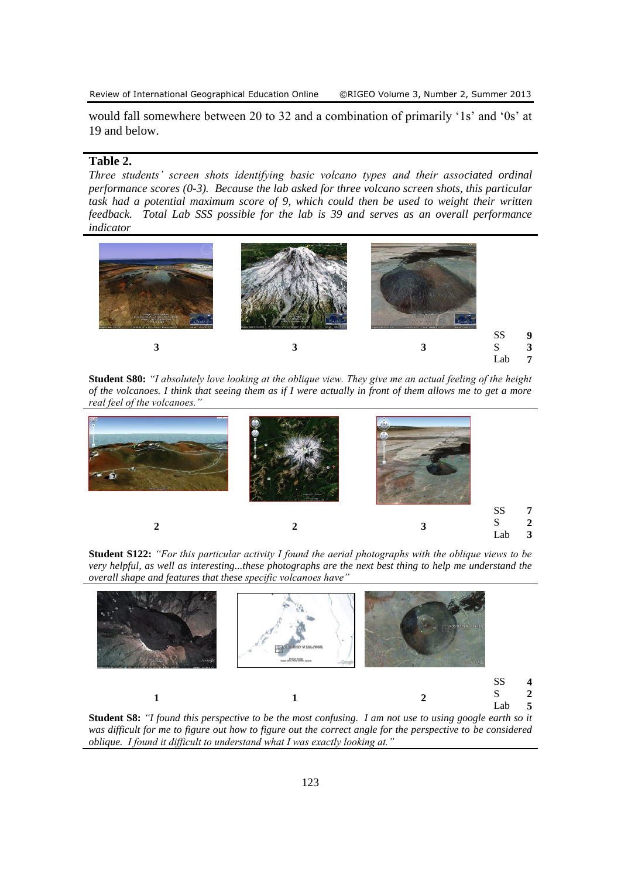would fall somewhere between 20 to 32 and a combination of primarily '1s' and '0s' at 19 and below.

**Table 2.**

*Three students' screen shots identifying basic volcano types and their associated ordinal performance scores (0-3). Because the lab asked for three volcano screen shots, this particular task had a potential maximum score of 9, which could then be used to weight their written feedback. Total Lab SSS possible for the lab is 39 and serves as an overall performance indicator*

| | | | |
|---|---|---|---|
| 3 | 3 | 3 | SS 9<br>S 3<br>Lab 7 |

**Student S80:** *"I absolutely love looking at the oblique view. They give me an actual feeling of the height of the volcanoes. I think that seeing them as if I were actually in front of them allows me to get a more real feel of the volcanoes."*

| | | | |
|---|---|---|---|
| 2 | 2 | 3 | SS 7<br>S 2<br>Lab 3 |

**Student S122:** *"For this particular activity I found the aerial photographs with the oblique views to be very helpful, as well as interesting...these photographs are the next best thing to help me understand the overall shape and features that these specific volcanoes have"*

| | | | |
|---|---|---|---|
| 1 | 1 | 2 | SS 4<br>S 2<br>Lab 5 |

**Student S8:** *"I found this perspective to be the most confusing. I am not use to using google earth so it was difficult for me to figure out how to figure out the correct angle for the perspective to be considered oblique. I found it difficult to understand what I was exactly looking at."*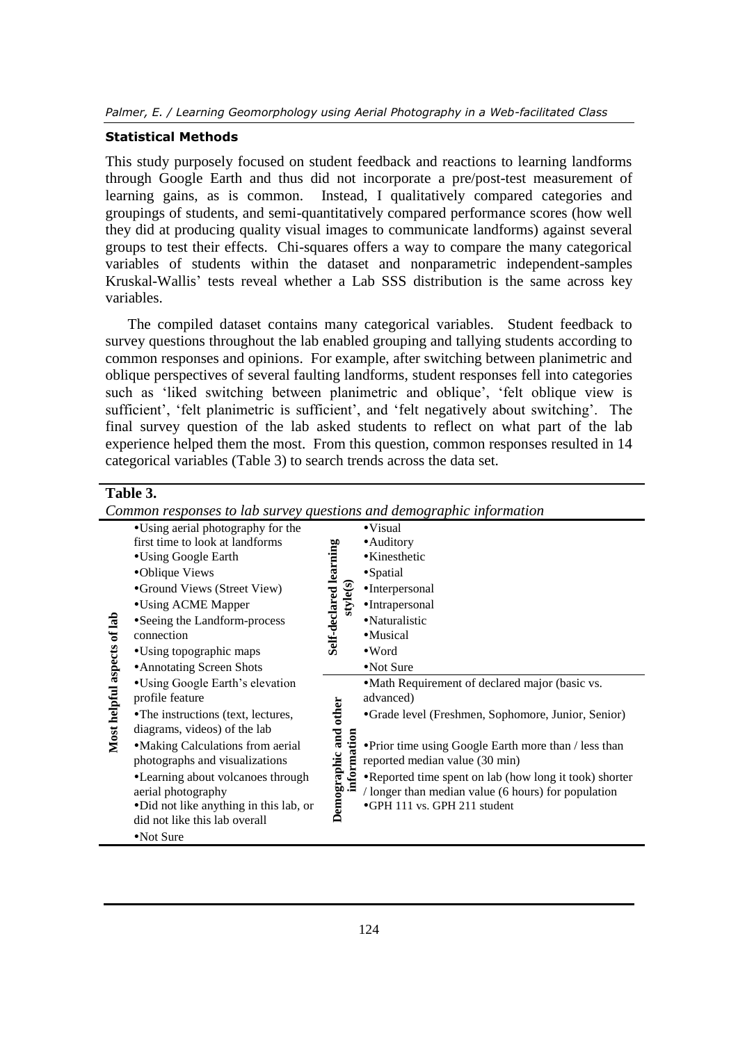### Statistical Methods

This study purposely focused on student feedback and reactions to learning landforms through Google Earth and thus did not incorporate a pre/post-test measurement of learning gains, as is common. Instead, I qualitatively compared categories and groupings of students, and semi-quantitatively compared performance scores (how well they did at producing quality visual images to communicate landforms) against several groups to test their effects. Chi-squares offers a way to compare the many categorical variables of students within the dataset and nonparametric independent-samples Kruskal-Wallis' tests reveal whether a Lab SSS distribution is the same across key variables.

The compiled dataset contains many categorical variables. Student feedback to survey questions throughout the lab enabled grouping and tallying students according to common responses and opinions. For example, after switching between planimetric and oblique perspectives of several faulting landforms, student responses fell into categories such as 'liked switching between planimetric and oblique', 'felt oblique view is sufficient', 'felt planimetric is sufficient', and 'felt negatively about switching'. The final survey question of the lab asked students to reflect on what part of the lab experience helped them the most. From this question, common responses resulted in 14 categorical variables (Table 3) to search trends across the data set.

**Table 3.**

*Common responses to lab survey questions and demographic information*

| | | | |
|---|---|---|---|
| **Most helpful aspects of lab** | •Using aerial photography for the first time to look at landforms<br>•Using Google Earth<br>•Oblique Views<br>•Ground Views (Street View)<br>•Using ACME Mapper<br>•Seeing the Landform-process connection<br>•Using topographic maps<br>•Annotating Screen Shots<br>•Using Google Earth's elevation profile feature<br>•The instructions (text, lectures, diagrams, videos) of the lab<br>•Making Calculations from aerial photographs and visualizations<br>•Learning about volcanoes through aerial photography<br>•Did not like anything in this lab, or did not like this lab overall<br>•Not Sure | **Self-declared learning style(s)** | •Visual<br>•Auditory<br>•Kinesthetic<br>•Spatial<br>•Interpersonal<br>•Intrapersonal<br>•Naturalistic<br>•Musical<br>•Word<br>•Not Sure |
| | | **Demographic and other information** | •Math Requirement of declared major (basic vs. advanced)<br>•Grade level (Freshmen, Sophomore, Junior, Senior)<br>•Prior time using Google Earth more than / less than reported median value (30 min)<br>•Reported time spent on lab (how long it took) shorter / longer than median value (6 hours) for population<br>•GPH 111 vs. GPH 211 student |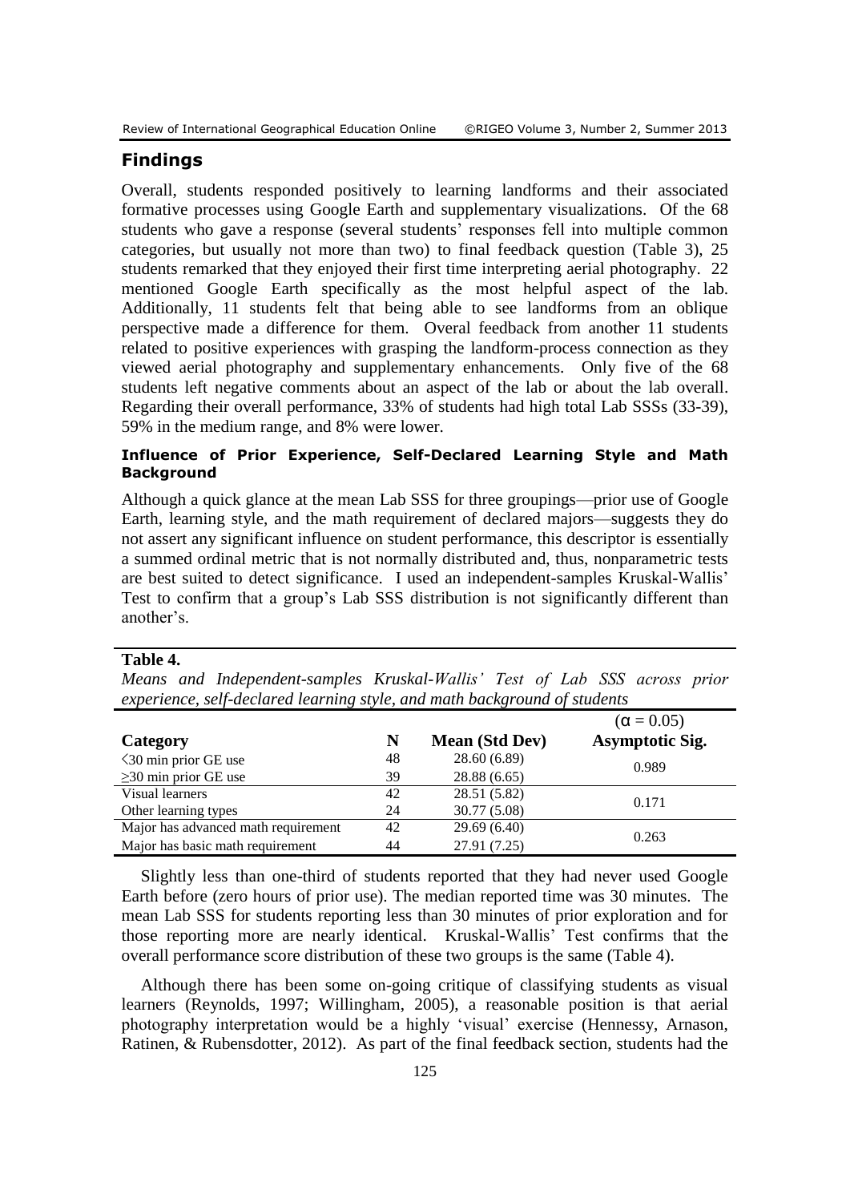## Findings

Overall, students responded positively to learning landforms and their associated formative processes using Google Earth and supplementary visualizations. Of the 68 students who gave a response (several students' responses fell into multiple common categories, but usually not more than two) to final feedback question (Table 3), 25 students remarked that they enjoyed their first time interpreting aerial photography. 22 mentioned Google Earth specifically as the most helpful aspect of the lab. Additionally, 11 students felt that being able to see landforms from an oblique perspective made a difference for them. Overal feedback from another 11 students related to positive experiences with grasping the landform-process connection as they viewed aerial photography and supplementary enhancements. Only five of the 68 students left negative comments about an aspect of the lab or about the lab overall. Regarding their overall performance, 33% of students had high total Lab SSSs (33-39), 59% in the medium range, and 8% were lower.

### Influence of Prior Experience, Self-Declared Learning Style and Math Background

Although a quick glance at the mean Lab SSS for three groupings—prior use of Google Earth, learning style, and the math requirement of declared majors—suggests they do not assert any significant influence on student performance, this descriptor is essentially a summed ordinal metric that is not normally distributed and, thus, nonparametric tests are best suited to detect significance. I used an independent-samples Kruskal-Wallis' Test to confirm that a group's Lab SSS distribution is not significantly different than another's.

**Table 4.**

*Means and Independent-samples Kruskal-Wallis' Test of Lab SSS across prior experience, self-declared learning style, and math background of students*

| Category | N | Mean (Std Dev) | (α = 0.05) Asymptotic Sig. |
|---|---|---|---|
| <30 min prior GE use | 48 | 28.60 (6.89) | 0.989 |
| ≥30 min prior GE use | 39 | 28.88 (6.65) | |
| Visual learners | 42 | 28.51 (5.82) | 0.171 |
| Other learning types | 24 | 30.77 (5.08) | |
| Major has advanced math requirement | 42 | 29.69 (6.40) | 0.263 |
| Major has basic math requirement | 44 | 27.91 (7.25) | |

Slightly less than one-third of students reported that they had never used Google Earth before (zero hours of prior use). The median reported time was 30 minutes. The mean Lab SSS for students reporting less than 30 minutes of prior exploration and for those reporting more are nearly identical. Kruskal-Wallis' Test confirms that the overall performance score distribution of these two groups is the same (Table 4).

Although there has been some on-going critique of classifying students as visual learners (Reynolds, 1997; Willingham, 2005), a reasonable position is that aerial photography interpretation would be a highly 'visual' exercise (Hennessy, Arnason, Ratinen, & Rubensdotter, 2012). As part of the final feedback section, students had the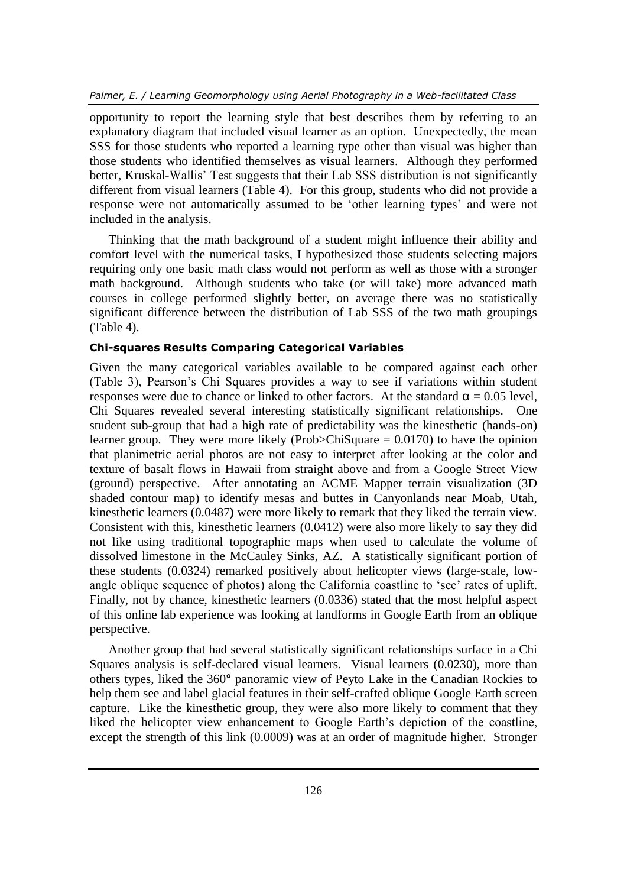opportunity to report the learning style that best describes them by referring to an explanatory diagram that included visual learner as an option. Unexpectedly, the mean SSS for those students who reported a learning type other than visual was higher than those students who identified themselves as visual learners. Although they performed better, Kruskal-Wallis' Test suggests that their Lab SSS distribution is not significantly different from visual learners (Table 4). For this group, students who did not provide a response were not automatically assumed to be 'other learning types' and were not included in the analysis.

Thinking that the math background of a student might influence their ability and comfort level with the numerical tasks, I hypothesized those students selecting majors requiring only one basic math class would not perform as well as those with a stronger math background. Although students who take (or will take) more advanced math courses in college performed slightly better, on average there was no statistically significant difference between the distribution of Lab SSS of the two math groupings (Table 4).

### Chi-squares Results Comparing Categorical Variables

Given the many categorical variables available to be compared against each other (Table 3), Pearson's Chi Squares provides a way to see if variations within student responses were due to chance or linked to other factors. At the standard $\alpha = 0.05$ level, Chi Squares revealed several interesting statistically significant relationships. One student sub-group that had a high rate of predictability was the kinesthetic (hands-on) learner group. They were more likely (Prob>ChiSquare = 0.0170) to have the opinion that planimetric aerial photos are not easy to interpret after looking at the color and texture of basalt flows in Hawaii from straight above and from a Google Street View (ground) perspective. After annotating an ACME Mapper terrain visualization (3D shaded contour map) to identify mesas and buttes in Canyonlands near Moab, Utah, kinesthetic learners (0.0487**)** were more likely to remark that they liked the terrain view. Consistent with this, kinesthetic learners (0.0412) were also more likely to say they did not like using traditional topographic maps when used to calculate the volume of dissolved limestone in the McCauley Sinks, AZ. A statistically significant portion of these students (0.0324) remarked positively about helicopter views (large-scale, low-angle oblique sequence of photos) along the California coastline to 'see' rates of uplift. Finally, not by chance, kinesthetic learners (0.0336) stated that the most helpful aspect of this online lab experience was looking at landforms in Google Earth from an oblique perspective.

Another group that had several statistically significant relationships surface in a Chi Squares analysis is self-declared visual learners. Visual learners (0.0230), more than others types, liked the 360**°** panoramic view of Peyto Lake in the Canadian Rockies to help them see and label glacial features in their self-crafted oblique Google Earth screen capture. Like the kinesthetic group, they were also more likely to comment that they liked the helicopter view enhancement to Google Earth's depiction of the coastline, except the strength of this link (0.0009) was at an order of magnitude higher. Stronger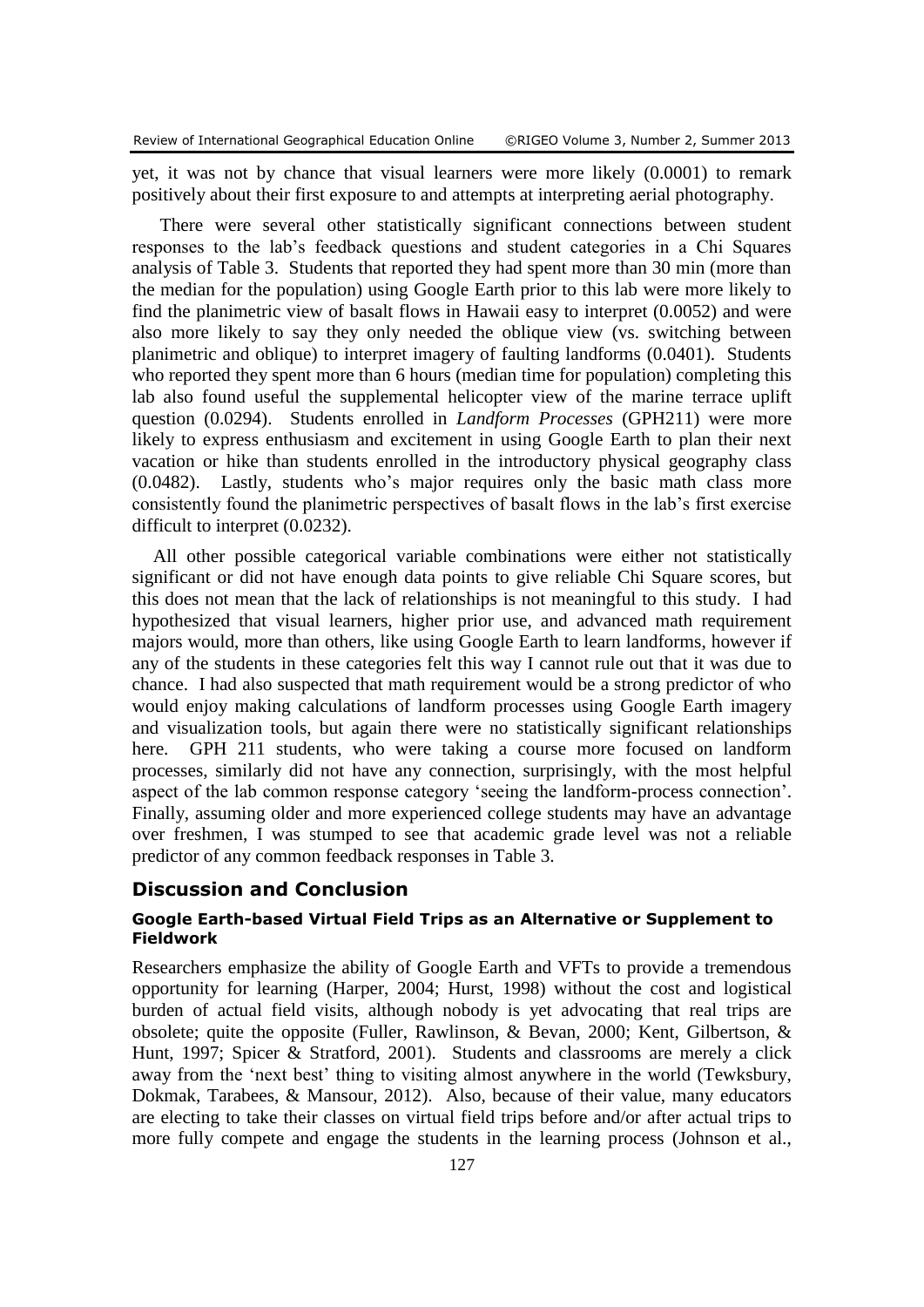yet, it was not by chance that visual learners were more likely (0.0001) to remark positively about their first exposure to and attempts at interpreting aerial photography.

There were several other statistically significant connections between student responses to the lab's feedback questions and student categories in a Chi Squares analysis of Table 3. Students that reported they had spent more than 30 min (more than the median for the population) using Google Earth prior to this lab were more likely to find the planimetric view of basalt flows in Hawaii easy to interpret (0.0052) and were also more likely to say they only needed the oblique view (vs. switching between planimetric and oblique) to interpret imagery of faulting landforms (0.0401). Students who reported they spent more than 6 hours (median time for population) completing this lab also found useful the supplemental helicopter view of the marine terrace uplift question (0.0294). Students enrolled in *Landform Processes* (GPH211) were more likely to express enthusiasm and excitement in using Google Earth to plan their next vacation or hike than students enrolled in the introductory physical geography class (0.0482). Lastly, students who's major requires only the basic math class more consistently found the planimetric perspectives of basalt flows in the lab's first exercise difficult to interpret (0.0232).

All other possible categorical variable combinations were either not statistically significant or did not have enough data points to give reliable Chi Square scores, but this does not mean that the lack of relationships is not meaningful to this study. I had hypothesized that visual learners, higher prior use, and advanced math requirement majors would, more than others, like using Google Earth to learn landforms, however if any of the students in these categories felt this way I cannot rule out that it was due to chance. I had also suspected that math requirement would be a strong predictor of who would enjoy making calculations of landform processes using Google Earth imagery and visualization tools, but again there were no statistically significant relationships here. GPH 211 students, who were taking a course more focused on landform processes, similarly did not have any connection, surprisingly, with the most helpful aspect of the lab common response category 'seeing the landform-process connection'. Finally, assuming older and more experienced college students may have an advantage over freshmen, I was stumped to see that academic grade level was not a reliable predictor of any common feedback responses in Table 3.

## Discussion and Conclusion

### Google Earth-based Virtual Field Trips as an Alternative or Supplement to Fieldwork

Researchers emphasize the ability of Google Earth and VFTs to provide a tremendous opportunity for learning (Harper, 2004; Hurst, 1998) without the cost and logistical burden of actual field visits, although nobody is yet advocating that real trips are obsolete; quite the opposite (Fuller, Rawlinson, & Bevan, 2000; Kent, Gilbertson, & Hunt, 1997; Spicer & Stratford, 2001). Students and classrooms are merely a click away from the 'next best' thing to visiting almost anywhere in the world (Tewksbury, Dokmak, Tarabees, & Mansour, 2012). Also, because of their value, many educators are electing to take their classes on virtual field trips before and/or after actual trips to more fully compete and engage the students in the learning process (Johnson et al.,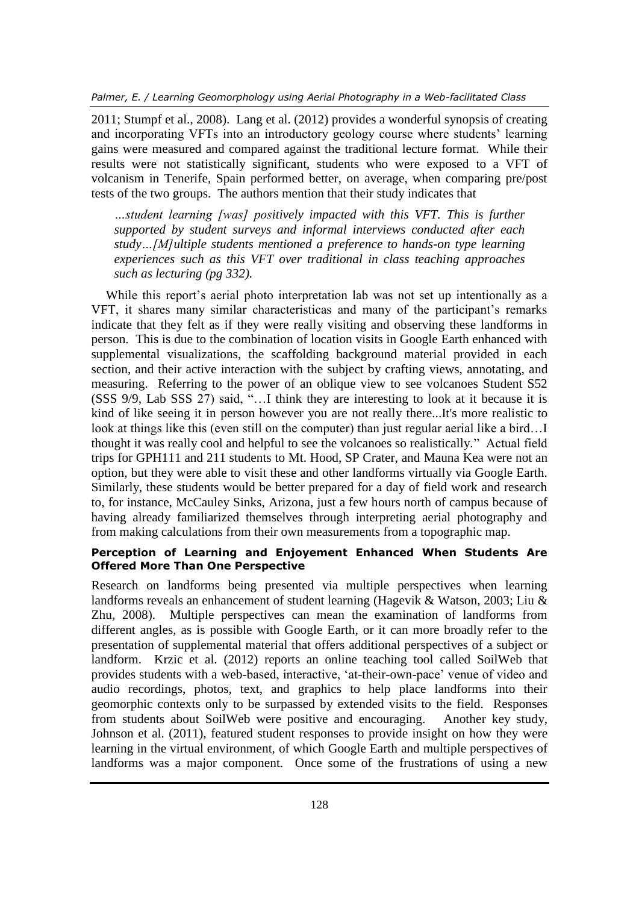2011; Stumpf et al., 2008). Lang et al. (2012) provides a wonderful synopsis of creating and incorporating VFTs into an introductory geology course where students' learning gains were measured and compared against the traditional lecture format. While their results were not statistically significant, students who were exposed to a VFT of volcanism in Tenerife, Spain performed better, on average, when comparing pre/post tests of the two groups. The authors mention that their study indicates that

> *…student learning [was] positively impacted with this VFT. This is further supported by student surveys and informal interviews conducted after each study…[M]ultiple students mentioned a preference to hands-on type learning experiences such as this VFT over traditional in class teaching approaches such as lecturing (pg 332).*

While this report's aerial photo interpretation lab was not set up intentionally as a VFT, it shares many similar characteristicas and many of the participant's remarks indicate that they felt as if they were really visiting and observing these landforms in person. This is due to the combination of location visits in Google Earth enhanced with supplemental visualizations, the scaffolding background material provided in each section, and their active interaction with the subject by crafting views, annotating, and measuring. Referring to the power of an oblique view to see volcanoes Student S52 (SSS 9/9, Lab SSS 27) said, "…I think they are interesting to look at it because it is kind of like seeing it in person however you are not really there...It's more realistic to look at things like this (even still on the computer) than just regular aerial like a bird…I thought it was really cool and helpful to see the volcanoes so realistically." Actual field trips for GPH111 and 211 students to Mt. Hood, SP Crater, and Mauna Kea were not an option, but they were able to visit these and other landforms virtually via Google Earth. Similarly, these students would be better prepared for a day of field work and research to, for instance, McCauley Sinks, Arizona, just a few hours north of campus because of having already familiarized themselves through interpreting aerial photography and from making calculations from their own measurements from a topographic map.

#### Perception of Learning and Enjoyement Enhanced When Students Are Offered More Than One Perspective

Research on landforms being presented via multiple perspectives when learning landforms reveals an enhancement of student learning (Hagevik & Watson, 2003; Liu & Zhu, 2008). Multiple perspectives can mean the examination of landforms from different angles, as is possible with Google Earth, or it can more broadly refer to the presentation of supplemental material that offers additional perspectives of a subject or landform. Krzic et al. (2012) reports an online teaching tool called SoilWeb that provides students with a web-based, interactive, 'at-their-own-pace' venue of video and audio recordings, photos, text, and graphics to help place landforms into their geomorphic contexts only to be surpassed by extended visits to the field. Responses from students about SoilWeb were positive and encouraging. Another key study, Johnson et al. (2011), featured student responses to provide insight on how they were learning in the virtual environment, of which Google Earth and multiple perspectives of landforms was a major component. Once some of the frustrations of using a new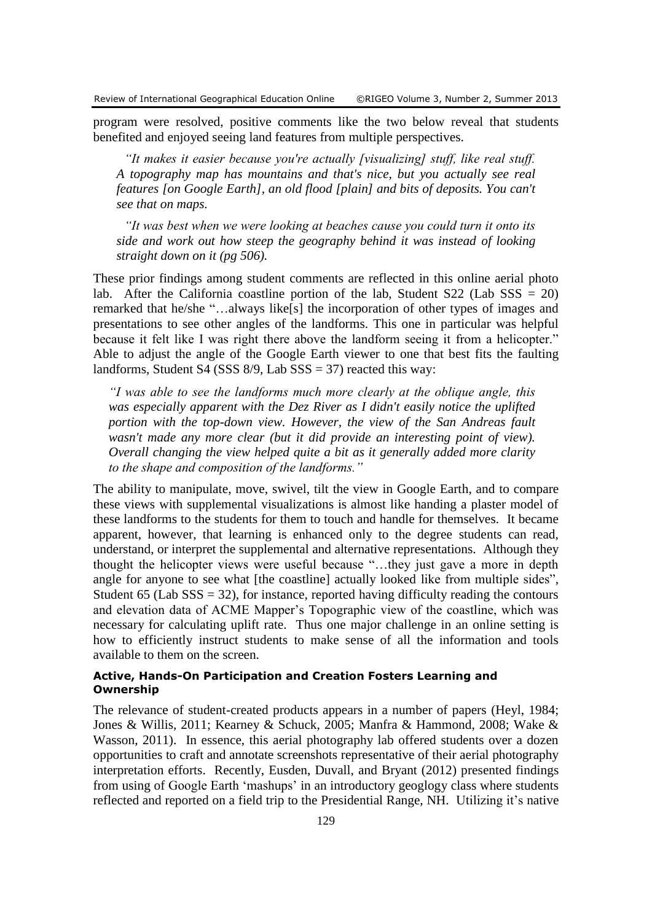program were resolved, positive comments like the two below reveal that students benefited and enjoyed seeing land features from multiple perspectives.

> *"It makes it easier because you're actually [visualizing] stuff, like real stuff. A topography map has mountains and that's nice, but you actually see real features [on Google Earth], an old flood [plain] and bits of deposits. You can't see that on maps.*
>
> *"It was best when we were looking at beaches cause you could turn it onto its side and work out how steep the geography behind it was instead of looking straight down on it (pg 506).*

These prior findings among student comments are reflected in this online aerial photo lab. After the California coastline portion of the lab, Student S22 (Lab SSS = 20) remarked that he/she "…always like[s] the incorporation of other types of images and presentations to see other angles of the landforms. This one in particular was helpful because it felt like I was right there above the landform seeing it from a helicopter." Able to adjust the angle of the Google Earth viewer to one that best fits the faulting landforms, Student S4 (SSS 8/9, Lab SSS = 37) reacted this way:

> *"I was able to see the landforms much more clearly at the oblique angle, this was especially apparent with the Dez River as I didn't easily notice the uplifted portion with the top-down view. However, the view of the San Andreas fault wasn't made any more clear (but it did provide an interesting point of view). Overall changing the view helped quite a bit as it generally added more clarity to the shape and composition of the landforms."*

The ability to manipulate, move, swivel, tilt the view in Google Earth, and to compare these views with supplemental visualizations is almost like handing a plaster model of these landforms to the students for them to touch and handle for themselves. It became apparent, however, that learning is enhanced only to the degree students can read, understand, or interpret the supplemental and alternative representations. Although they thought the helicopter views were useful because "…they just gave a more in depth angle for anyone to see what [the coastline] actually looked like from multiple sides", Student 65 (Lab SSS = 32), for instance, reported having difficulty reading the contours and elevation data of ACME Mapper's Topographic view of the coastline, which was necessary for calculating uplift rate. Thus one major challenge in an online setting is how to efficiently instruct students to make sense of all the information and tools available to them on the screen.

#### Active, Hands-On Participation and Creation Fosters Learning and Ownership

The relevance of student-created products appears in a number of papers (Heyl, 1984; Jones & Willis, 2011; Kearney & Schuck, 2005; Manfra & Hammond, 2008; Wake & Wasson, 2011). In essence, this aerial photography lab offered students over a dozen opportunities to craft and annotate screenshots representative of their aerial photography interpretation efforts. Recently, Eusden, Duvall, and Bryant (2012) presented findings from using of Google Earth 'mashups' in an introductory geoglogy class where students reflected and reported on a field trip to the Presidential Range, NH. Utilizing it's native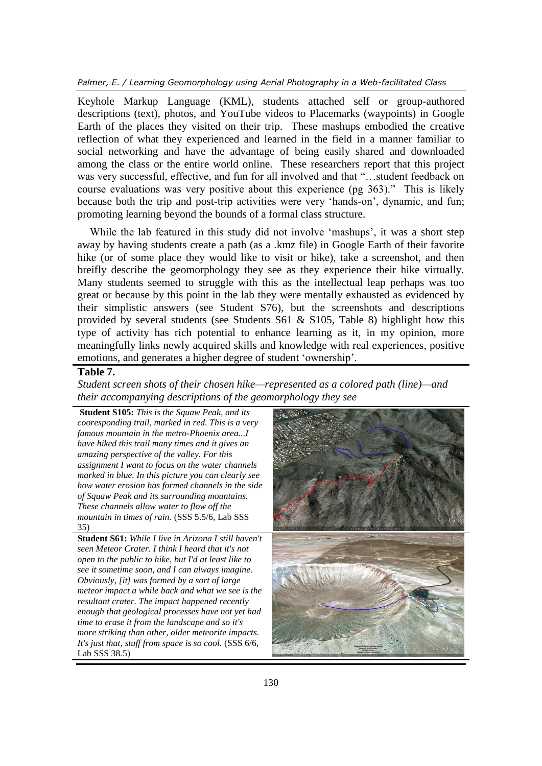Keyhole Markup Language (KML), students attached self or group-authored descriptions (text), photos, and YouTube videos to Placemarks (waypoints) in Google Earth of the places they visited on their trip. These mashups embodied the creative reflection of what they experienced and learned in the field in a manner familiar to social networking and have the advantage of being easily shared and downloaded among the class or the entire world online. These researchers report that this project was very successful, effective, and fun for all involved and that "…student feedback on course evaluations was very positive about this experience (pg 363)." This is likely because both the trip and post-trip activities were very 'hands-on', dynamic, and fun; promoting learning beyond the bounds of a formal class structure.

While the lab featured in this study did not involve 'mashups', it was a short step away by having students create a path (as a .kmz file) in Google Earth of their favorite hike (or of some place they would like to visit or hike), take a screenshot, and then breifly describe the geomorphology they see as they experience their hike virtually. Many students seemed to struggle with this as the intellectual leap perhaps was too great or because by this point in the lab they were mentally exhausted as evidenced by their simplistic answers (see Student S76), but the screenshots and descriptions provided by several students (see Students S61 & S105, Table 8) highlight how this type of activity has rich potential to enhance learning as it, in my opinion, more meaningfully links newly acquired skills and knowledge with real experiences, positive emotions, and generates a higher degree of student 'ownership'.

**Table 7.**

*Student screen shots of their chosen hike—represented as a colored path (line)—and their accompanying descriptions of the geomorphology they see*

| | |
|---|---|
| **Student S105:** *This is the Squaw Peak, and its cooresponding trail, marked in red. This is a very famous mountain in the metro-Phoenix area...I have hiked this trail many times and it gives an amazing perspective of the valley. For this assignment I want to focus on the water channels marked in blue. In this picture you can clearly see how water erosion has formed channels in the side of Squaw Peak and its surrounding mountains. These channels allow water to flow off the mountain in times of rain.* (SSS 5.5/6, Lab SSS 35) | |
| **Student S61:** *While I live in Arizona I still haven't seen Meteor Crater. I think I heard that it's not open to the public to hike, but I'd at least like to see it sometime soon, and I can always imagine. Obviously, [it] was formed by a sort of large meteor impact a while back and what we see is the resultant crater. The impact happened recently enough that geological processes have not yet had time to erase it from the landscape and so it's more striking than other, older meteorite impacts. It's just that, stuff from space is so cool.* (SSS 6/6, Lab SSS 38.5) | |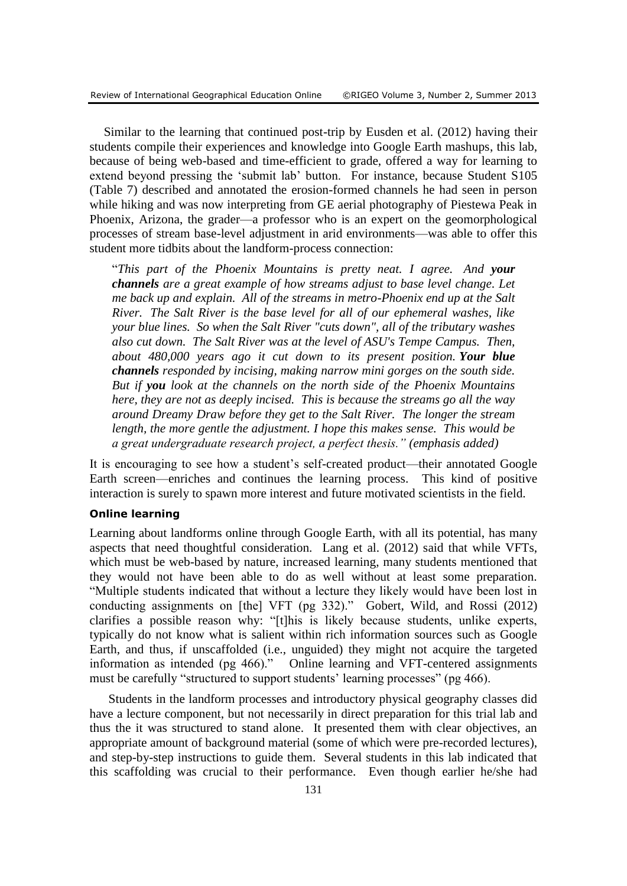Similar to the learning that continued post-trip by Eusden et al. (2012) having their students compile their experiences and knowledge into Google Earth mashups, this lab, because of being web-based and time-efficient to grade, offered a way for learning to extend beyond pressing the 'submit lab' button. For instance, because Student S105 (Table 7) described and annotated the erosion-formed channels he had seen in person while hiking and was now interpreting from GE aerial photography of Piestewa Peak in Phoenix, Arizona, the grader—a professor who is an expert on the geomorphological processes of stream base-level adjustment in arid environments—was able to offer this student more tidbits about the landform-process connection:

> "*This part of the Phoenix Mountains is pretty neat. I agree. And **your channels** are a great example of how streams adjust to base level change. Let me back up and explain. All of the streams in metro-Phoenix end up at the Salt River. The Salt River is the base level for all of our ephemeral washes, like your blue lines. So when the Salt River "cuts down", all of the tributary washes also cut down. The Salt River was at the level of ASU's Tempe Campus. Then, about 480,000 years ago it cut down to its present position. **Your blue channels** responded by incising, making narrow mini gorges on the south side. But if **you** look at the channels on the north side of the Phoenix Mountains here, they are not as deeply incised. This is because the streams go all the way around Dreamy Draw before they get to the Salt River. The longer the stream length, the more gentle the adjustment. I hope this makes sense. This would be a great undergraduate research project, a perfect thesis.*" *(emphasis added)*

It is encouraging to see how a student's self-created product—their annotated Google Earth screen—enriches and continues the learning process. This kind of positive interaction is surely to spawn more interest and future motivated scientists in the field.

#### Online learning

Learning about landforms online through Google Earth, with all its potential, has many aspects that need thoughtful consideration. Lang et al. (2012) said that while VFTs, which must be web-based by nature, increased learning, many students mentioned that they would not have been able to do as well without at least some preparation. "Multiple students indicated that without a lecture they likely would have been lost in conducting assignments on [the] VFT (pg 332)." Gobert, Wild, and Rossi (2012) clarifies a possible reason why: "[t]his is likely because students, unlike experts, typically do not know what is salient within rich information sources such as Google Earth, and thus, if unscaffolded (i.e., unguided) they might not acquire the targeted information as intended (pg 466)." Online learning and VFT-centered assignments must be carefully "structured to support students' learning processes" (pg 466).

Students in the landform processes and introductory physical geography classes did have a lecture component, but not necessarily in direct preparation for this trial lab and thus the it was structured to stand alone. It presented them with clear objectives, an appropriate amount of background material (some of which were pre-recorded lectures), and step-by-step instructions to guide them. Several students in this lab indicated that this scaffolding was crucial to their performance. Even though earlier he/she had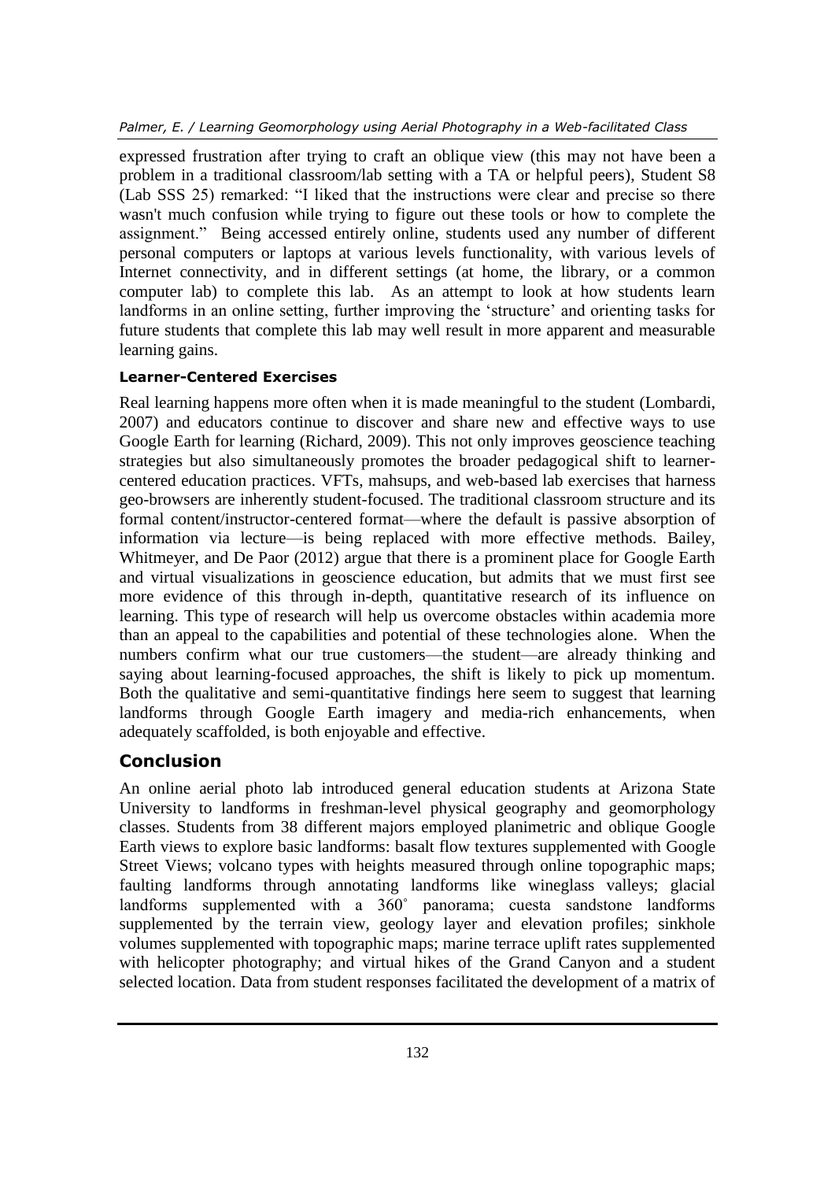expressed frustration after trying to craft an oblique view (this may not have been a problem in a traditional classroom/lab setting with a TA or helpful peers), Student S8 (Lab SSS 25) remarked: "I liked that the instructions were clear and precise so there wasn't much confusion while trying to figure out these tools or how to complete the assignment." Being accessed entirely online, students used any number of different personal computers or laptops at various levels functionality, with various levels of Internet connectivity, and in different settings (at home, the library, or a common computer lab) to complete this lab. As an attempt to look at how students learn landforms in an online setting, further improving the 'structure' and orienting tasks for future students that complete this lab may well result in more apparent and measurable learning gains.

### Learner-Centered Exercises

Real learning happens more often when it is made meaningful to the student (Lombardi, 2007) and educators continue to discover and share new and effective ways to use Google Earth for learning (Richard, 2009). This not only improves geoscience teaching strategies but also simultaneously promotes the broader pedagogical shift to learner-centered education practices. VFTs, mahsups, and web-based lab exercises that harness geo-browsers are inherently student-focused. The traditional classroom structure and its formal content/instructor-centered format—where the default is passive absorption of information via lecture—is being replaced with more effective methods. Bailey, Whitmeyer, and De Paor (2012) argue that there is a prominent place for Google Earth and virtual visualizations in geoscience education, but admits that we must first see more evidence of this through in-depth, quantitative research of its influence on learning. This type of research will help us overcome obstacles within academia more than an appeal to the capabilities and potential of these technologies alone. When the numbers confirm what our true customers—the student—are already thinking and saying about learning-focused approaches, the shift is likely to pick up momentum. Both the qualitative and semi-quantitative findings here seem to suggest that learning landforms through Google Earth imagery and media-rich enhancements, when adequately scaffolded, is both enjoyable and effective.

## Conclusion

An online aerial photo lab introduced general education students at Arizona State University to landforms in freshman-level physical geography and geomorphology classes. Students from 38 different majors employed planimetric and oblique Google Earth views to explore basic landforms: basalt flow textures supplemented with Google Street Views; volcano types with heights measured through online topographic maps; faulting landforms through annotating landforms like wineglass valleys; glacial landforms supplemented with a 360˚ panorama; cuesta sandstone landforms supplemented by the terrain view, geology layer and elevation profiles; sinkhole volumes supplemented with topographic maps; marine terrace uplift rates supplemented with helicopter photography; and virtual hikes of the Grand Canyon and a student selected location. Data from student responses facilitated the development of a matrix of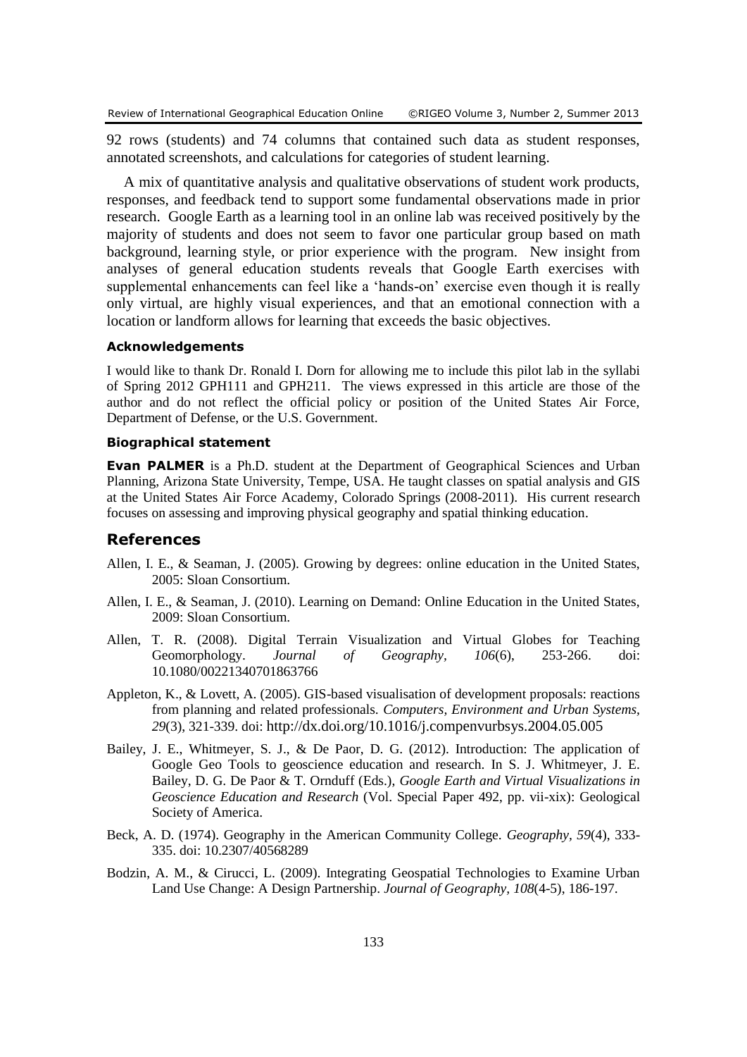92 rows (students) and 74 columns that contained such data as student responses, annotated screenshots, and calculations for categories of student learning.

A mix of quantitative analysis and qualitative observations of student work products, responses, and feedback tend to support some fundamental observations made in prior research. Google Earth as a learning tool in an online lab was received positively by the majority of students and does not seem to favor one particular group based on math background, learning style, or prior experience with the program. New insight from analyses of general education students reveals that Google Earth exercises with supplemental enhancements can feel like a 'hands-on' exercise even though it is really only virtual, are highly visual experiences, and that an emotional connection with a location or landform allows for learning that exceeds the basic objectives.

#### Acknowledgements

I would like to thank Dr. Ronald I. Dorn for allowing me to include this pilot lab in the syllabi of Spring 2012 GPH111 and GPH211. The views expressed in this article are those of the author and do not reflect the official policy or position of the United States Air Force, Department of Defense, or the U.S. Government.

#### Biographical statement

**Evan PALMER** is a Ph.D. student at the Department of Geographical Sciences and Urban Planning, Arizona State University, Tempe, USA. He taught classes on spatial analysis and GIS at the United States Air Force Academy, Colorado Springs (2008-2011). His current research focuses on assessing and improving physical geography and spatial thinking education.

## References

Allen, I. E., & Seaman, J. (2005). Growing by degrees: online education in the United States, 2005: Sloan Consortium.

Allen, I. E., & Seaman, J. (2010). Learning on Demand: Online Education in the United States, 2009: Sloan Consortium.

Allen, T. R. (2008). Digital Terrain Visualization and Virtual Globes for Teaching Geomorphology. *Journal of Geography, 106*(6), 253-266. doi: 10.1080/00221340701863766

Appleton, K., & Lovett, A. (2005). GIS-based visualisation of development proposals: reactions from planning and related professionals. *Computers, Environment and Urban Systems, 29*(3), 321-339. doi: http://dx.doi.org/10.1016/j.compenvurbsys.2004.05.005

Bailey, J. E., Whitmeyer, S. J., & De Paor, D. G. (2012). Introduction: The application of Google Geo Tools to geoscience education and research. In S. J. Whitmeyer, J. E. Bailey, D. G. De Paor & T. Ornduff (Eds.), *Google Earth and Virtual Visualizations in Geoscience Education and Research* (Vol. Special Paper 492, pp. vii-xix): Geological Society of America.

Beck, A. D. (1974). Geography in the American Community College. *Geography, 59*(4), 333-335. doi: 10.2307/40568289

Bodzin, A. M., & Cirucci, L. (2009). Integrating Geospatial Technologies to Examine Urban Land Use Change: A Design Partnership. *Journal of Geography, 108*(4-5), 186-197.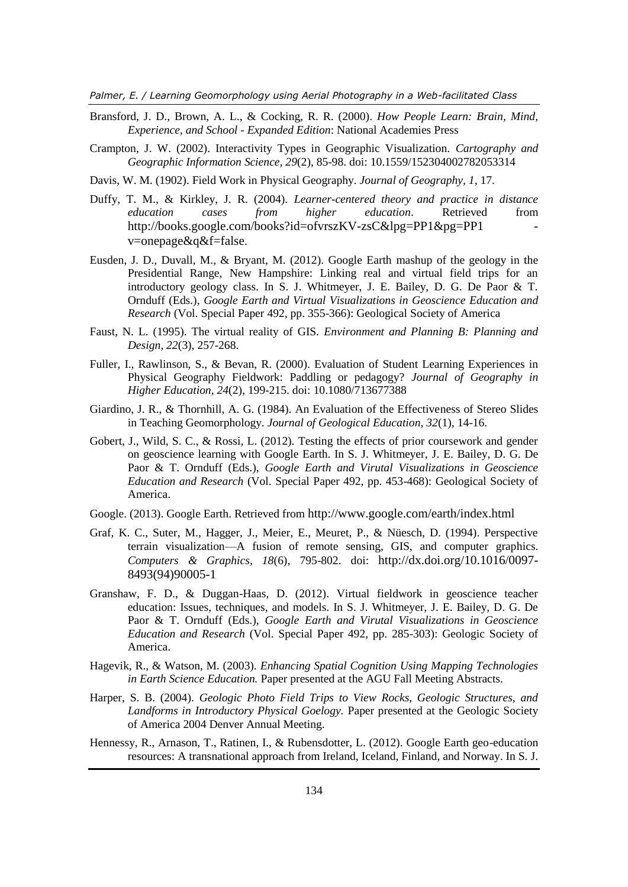Bransford, J. D., Brown, A. L., & Cocking, R. R. (2000). *How People Learn: Brain, Mind, Experience, and School - Expanded Edition*: National Academies Press

Crampton, J. W. (2002). Interactivity Types in Geographic Visualization. *Cartography and Geographic Information Science, 29*(2), 85-98. doi: 10.1559/152304002782053314

Davis, W. M. (1902). Field Work in Physical Geography. *Journal of Geography, 1*, 17.

Duffy, T. M., & Kirkley, J. R. (2004). *Learner-centered theory and practice in distance education cases from higher education*. Retrieved from http://books.google.com/books?id=ofvrszKV-zsC&lpg=PP1&pg=PP1 - v=onepage&q&f=false.

Eusden, J. D., Duvall, M., & Bryant, M. (2012). Google Earth mashup of the geology in the Presidential Range, New Hampshire: Linking real and virtual field trips for an introductory geology class. In S. J. Whitmeyer, J. E. Bailey, D. G. De Paor & T. Ornduff (Eds.), *Google Earth and Virtual Visualizations in Geoscience Education and Research* (Vol. Special Paper 492, pp. 355-366): Geological Society of America

Faust, N. L. (1995). The virtual reality of GIS. *Environment and Planning B: Planning and Design, 22*(3), 257-268.

Fuller, I., Rawlinson, S., & Bevan, R. (2000). Evaluation of Student Learning Experiences in Physical Geography Fieldwork: Paddling or pedagogy? *Journal of Geography in Higher Education, 24*(2), 199-215. doi: 10.1080/713677388

Giardino, J. R., & Thornhill, A. G. (1984). An Evaluation of the Effectiveness of Stereo Slides in Teaching Geomorphology. *Journal of Geological Education, 32*(1), 14-16.

Gobert, J., Wild, S. C., & Rossi, L. (2012). Testing the effects of prior coursework and gender on geoscience learning with Google Earth. In S. J. Whitmeyer, J. E. Bailey, D. G. De Paor & T. Ornduff (Eds.), *Google Earth and Virutal Visualizations in Geoscience Education and Research* (Vol. Special Paper 492, pp. 453-468): Geological Society of America.

Google. (2013). Google Earth. Retrieved from http://www.google.com/earth/index.html

Graf, K. C., Suter, M., Hagger, J., Meier, E., Meuret, P., & Nüesch, D. (1994). Perspective terrain visualization—A fusion of remote sensing, GIS, and computer graphics. *Computers & Graphics, 18*(6), 795-802. doi: http://dx.doi.org/10.1016/0097-8493(94)90005-1

Granshaw, F. D., & Duggan-Haas, D. (2012). Virtual fieldwork in geoscience teacher education: Issues, techniques, and models. In S. J. Whitmeyer, J. E. Bailey, D. G. De Paor & T. Ornduff (Eds.), *Google Earth and Virutal Visualizations in Geoscience Education and Research* (Vol. Special Paper 492, pp. 285-303): Geologic Society of America.

Hagevik, R., & Watson, M. (2003). *Enhancing Spatial Cognition Using Mapping Technologies in Earth Science Education.* Paper presented at the AGU Fall Meeting Abstracts.

Harper, S. B. (2004). *Geologic Photo Field Trips to View Rocks, Geologic Structures, and Landforms in Introductory Physical Goelogy.* Paper presented at the Geologic Society of America 2004 Denver Annual Meeting.

Hennessy, R., Arnason, T., Ratinen, I., & Rubensdotter, L. (2012). Google Earth geo-education resources: A transnational approach from Ireland, Iceland, Finland, and Norway. In S. J.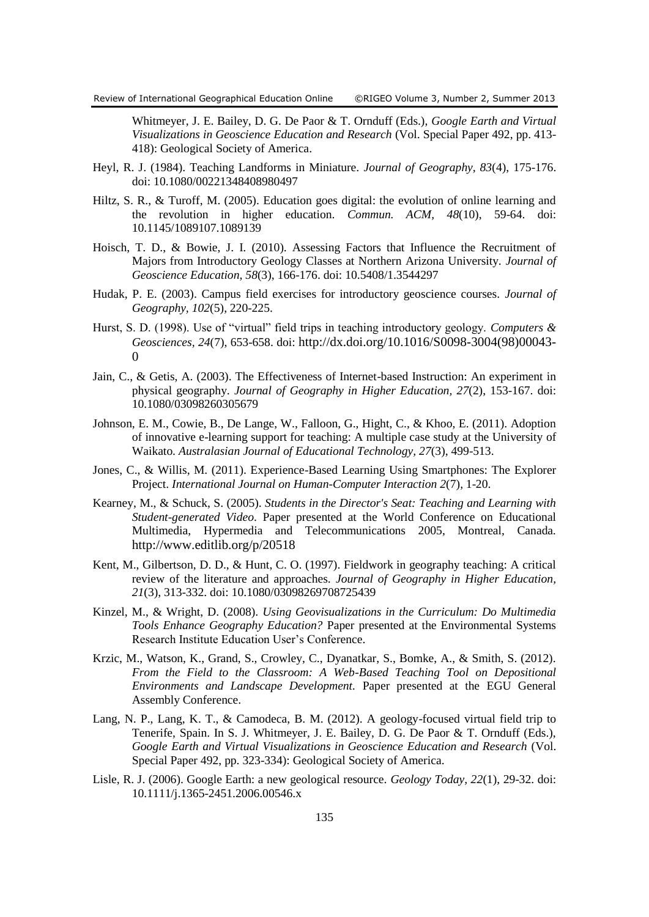Whitmeyer, J. E. Bailey, D. G. De Paor & T. Ornduff (Eds.), *Google Earth and Virtual Visualizations in Geoscience Education and Research* (Vol. Special Paper 492, pp. 413-418): Geological Society of America.

Heyl, R. J. (1984). Teaching Landforms in Miniature. *Journal of Geography, 83*(4), 175-176. doi: 10.1080/00221348408980497

Hiltz, S. R., & Turoff, M. (2005). Education goes digital: the evolution of online learning and the revolution in higher education. *Commun. ACM, 48*(10), 59-64. doi: 10.1145/1089107.1089139

Hoisch, T. D., & Bowie, J. I. (2010). Assessing Factors that Influence the Recruitment of Majors from Introductory Geology Classes at Northern Arizona University. *Journal of Geoscience Education, 58*(3), 166-176. doi: 10.5408/1.3544297

Hudak, P. E. (2003). Campus field exercises for introductory geoscience courses. *Journal of Geography, 102*(5), 220-225.

Hurst, S. D. (1998). Use of "virtual" field trips in teaching introductory geology. *Computers & Geosciences, 24*(7), 653-658. doi: http://dx.doi.org/10.1016/S0098-3004(98)00043-0

Jain, C., & Getis, A. (2003). The Effectiveness of Internet-based Instruction: An experiment in physical geography. *Journal of Geography in Higher Education, 27*(2), 153-167. doi: 10.1080/03098260305679

Johnson, E. M., Cowie, B., De Lange, W., Falloon, G., Hight, C., & Khoo, E. (2011). Adoption of innovative e-learning support for teaching: A multiple case study at the University of Waikato. *Australasian Journal of Educational Technology, 27*(3), 499-513.

Jones, C., & Willis, M. (2011). Experience-Based Learning Using Smartphones: The Explorer Project. *International Journal on Human-Computer Interaction 2*(7), 1-20.

Kearney, M., & Schuck, S. (2005). *Students in the Director's Seat: Teaching and Learning with Student-generated Video*. Paper presented at the World Conference on Educational Multimedia, Hypermedia and Telecommunications 2005, Montreal, Canada. http://www.editlib.org/p/20518

Kent, M., Gilbertson, D. D., & Hunt, C. O. (1997). Fieldwork in geography teaching: A critical review of the literature and approaches. *Journal of Geography in Higher Education, 21*(3), 313-332. doi: 10.1080/03098269708725439

Kinzel, M., & Wright, D. (2008). *Using Geovisualizations in the Curriculum: Do Multimedia Tools Enhance Geography Education?* Paper presented at the Environmental Systems Research Institute Education User's Conference.

Krzic, M., Watson, K., Grand, S., Crowley, C., Dyanatkar, S., Bomke, A., & Smith, S. (2012). *From the Field to the Classroom: A Web-Based Teaching Tool on Depositional Environments and Landscape Development*. Paper presented at the EGU General Assembly Conference.

Lang, N. P., Lang, K. T., & Camodeca, B. M. (2012). A geology-focused virtual field trip to Tenerife, Spain. In S. J. Whitmeyer, J. E. Bailey, D. G. De Paor & T. Ornduff (Eds.), *Google Earth and Virtual Visualizations in Geoscience Education and Research* (Vol. Special Paper 492, pp. 323-334): Geological Society of America.

Lisle, R. J. (2006). Google Earth: a new geological resource. *Geology Today, 22*(1), 29-32. doi: 10.1111/j.1365-2451.2006.00546.x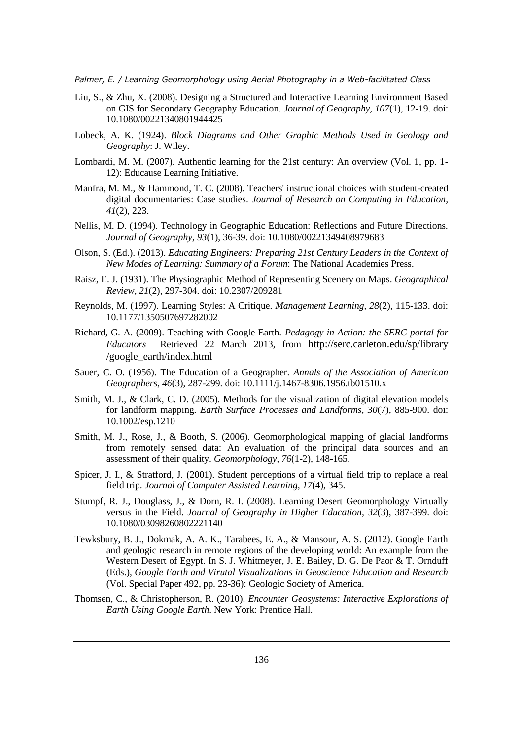Liu, S., & Zhu, X. (2008). Designing a Structured and Interactive Learning Environment Based on GIS for Secondary Geography Education. *Journal of Geography, 107*(1), 12-19. doi: 10.1080/00221340801944425

Lobeck, A. K. (1924). *Block Diagrams and Other Graphic Methods Used in Geology and Geography*: J. Wiley.

Lombardi, M. M. (2007). Authentic learning for the 21st century: An overview (Vol. 1, pp. 1-12): Educause Learning Initiative.

Manfra, M. M., & Hammond, T. C. (2008). Teachers' instructional choices with student-created digital documentaries: Case studies. *Journal of Research on Computing in Education, 41*(2), 223.

Nellis, M. D. (1994). Technology in Geographic Education: Reflections and Future Directions. *Journal of Geography, 93*(1), 36-39. doi: 10.1080/00221349408979683

Olson, S. (Ed.). (2013). *Educating Engineers: Preparing 21st Century Leaders in the Context of New Modes of Learning: Summary of a Forum*: The National Academies Press.

Raisz, E. J. (1931). The Physiographic Method of Representing Scenery on Maps. *Geographical Review, 21*(2), 297-304. doi: 10.2307/209281

Reynolds, M. (1997). Learning Styles: A Critique. *Management Learning, 28*(2), 115-133. doi: 10.1177/1350507697282002

Richard, G. A. (2009). Teaching with Google Earth. *Pedagogy in Action: the SERC portal for Educators* Retrieved 22 March 2013, from http://serc.carleton.edu/sp/library /google_earth/index.html

Sauer, C. O. (1956). The Education of a Geographer. *Annals of the Association of American Geographers, 46*(3), 287-299. doi: 10.1111/j.1467-8306.1956.tb01510.x

Smith, M. J., & Clark, C. D. (2005). Methods for the visualization of digital elevation models for landform mapping. *Earth Surface Processes and Landforms, 30*(7), 885-900. doi: 10.1002/esp.1210

Smith, M. J., Rose, J., & Booth, S. (2006). Geomorphological mapping of glacial landforms from remotely sensed data: An evaluation of the principal data sources and an assessment of their quality. *Geomorphology, 76*(1-2), 148-165.

Spicer, J. I., & Stratford, J. (2001). Student perceptions of a virtual field trip to replace a real field trip. *Journal of Computer Assisted Learning, 17*(4), 345.

Stumpf, R. J., Douglass, J., & Dorn, R. I. (2008). Learning Desert Geomorphology Virtually versus in the Field. *Journal of Geography in Higher Education, 32*(3), 387-399. doi: 10.1080/03098260802221140

Tewksbury, B. J., Dokmak, A. A. K., Tarabees, E. A., & Mansour, A. S. (2012). Google Earth and geologic research in remote regions of the developing world: An example from the Western Desert of Egypt. In S. J. Whitmeyer, J. E. Bailey, D. G. De Paor & T. Ornduff (Eds.), *Google Earth and Virutal Visualizations in Geoscience Education and Research* (Vol. Special Paper 492, pp. 23-36): Geologic Society of America.

Thomsen, C., & Christopherson, R. (2010). *Encounter Geosystems: Interactive Explorations of Earth Using Google Earth*. New York: Prentice Hall.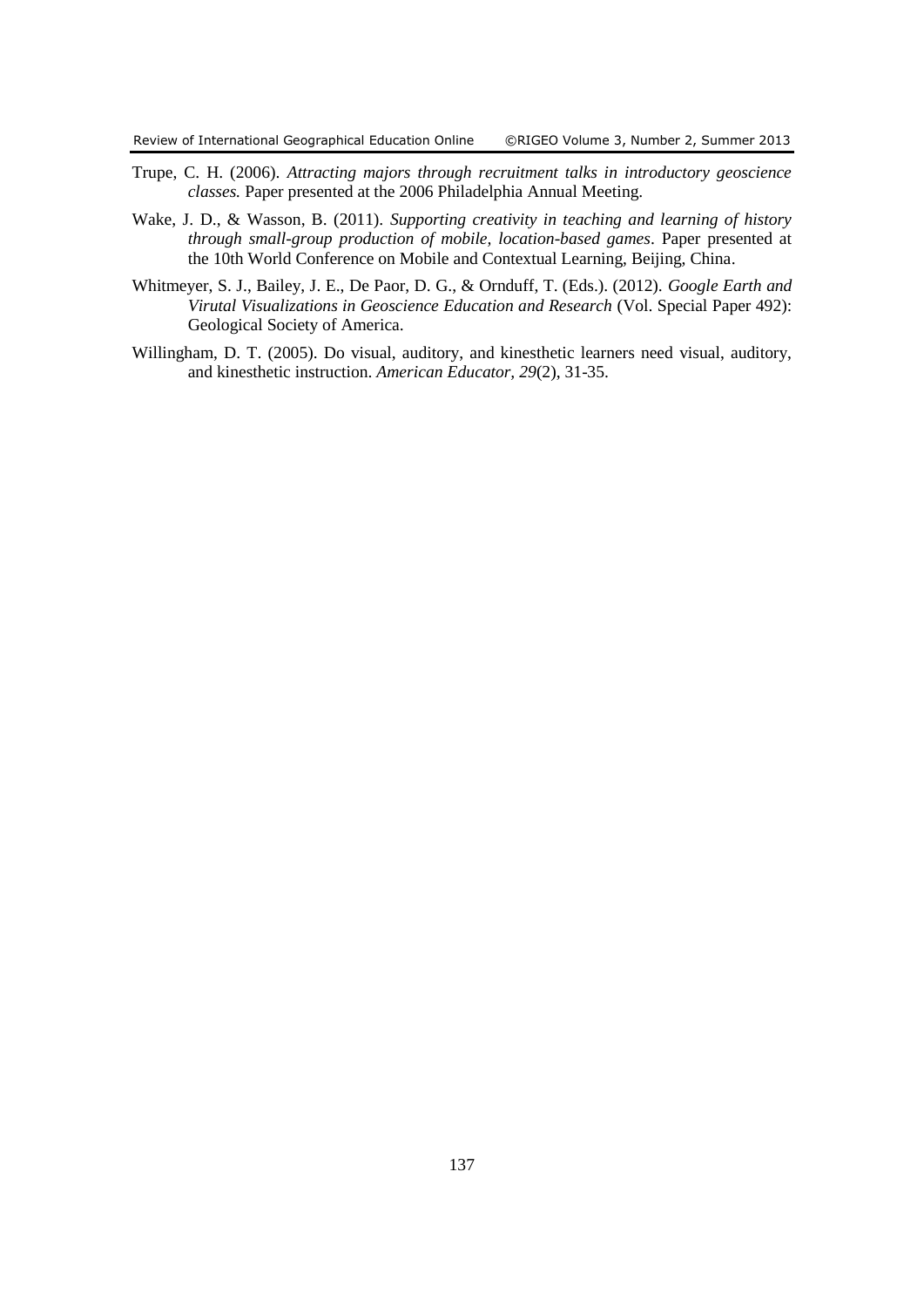Trupe, C. H. (2006). *Attracting majors through recruitment talks in introductory geoscience classes.* Paper presented at the 2006 Philadelphia Annual Meeting.

Wake, J. D., & Wasson, B. (2011). *Supporting creativity in teaching and learning of history through small-group production of mobile, location-based games*. Paper presented at the 10th World Conference on Mobile and Contextual Learning, Beijing, China.

Whitmeyer, S. J., Bailey, J. E., De Paor, D. G., & Ornduff, T. (Eds.). (2012). *Google Earth and Virutal Visualizations in Geoscience Education and Research* (Vol. Special Paper 492): Geological Society of America.

Willingham, D. T. (2005). Do visual, auditory, and kinesthetic learners need visual, auditory, and kinesthetic instruction. *American Educator, 29*(2), 31-35.